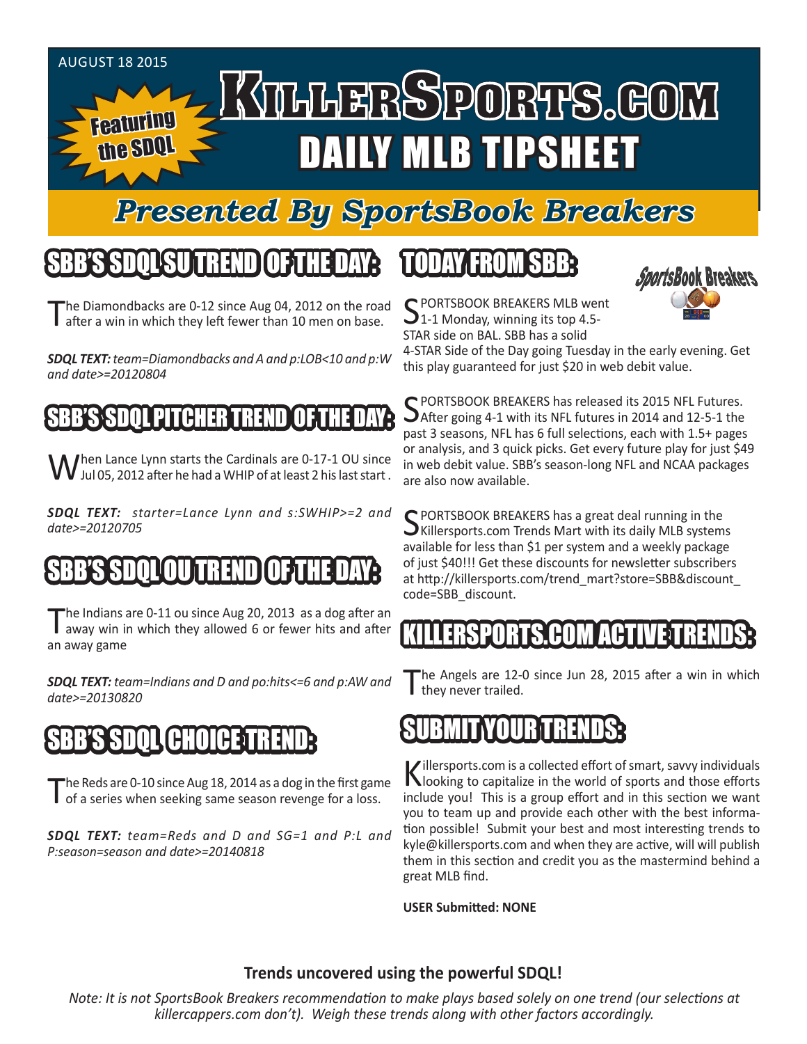AUGUST 18 2015

# KILLERSPORTS.COM DAILY MLB TIPSHEET

Featuring the SDQL

## Presented By SportsBook Breakers

## SBB'S SDQL SU TREND OF THE DAY:

The Diamondbacks are 0-12 since Aug 04, 2012 on the road after a win in which they left fewer than 10 men on base.

***SDQL TEXT:*** *team=Diamondbacks and A and p:LOB<10 and p:W and date>=20120804*

## SBB'S SDQL PITCHER TREND OF THE DAY:

When Lance Lynn starts the Cardinals are 0-17-1 OU since Jul 05, 2012 after he had a WHIP of at least 2 his last start .

***SDQL TEXT:*** *starter=Lance Lynn and s:SWHIP>=2 and date>=20120705*

## SBB'S SDQL OU TREND OF THE DAY:

The Indians are 0-11 ou since Aug 20, 2013 as a dog after an away win in which they allowed 6 or fewer hits and after an away game

***SDQL TEXT:*** *team=Indians and D and po:hits<=6 and p:AW and date>=20130820*

## SBB'S SDQL CHOICE TREND:

The Reds are 0-10 since Aug 18, 2014 as a dog in the first game of a series when seeking same season revenge for a loss.

***SDQL TEXT:*** *team=Reds and D and SG=1 and P:L and P:season=season and date>=20140818*

## TODAY FROM SBB:

SportsBook Breakers

SPORTSBOOK BREAKERS MLB went 1-1 Monday, winning its top 4.5-STAR side on BAL. SBB has a solid 4-STAR Side of the Day going Tuesday in the early evening. Get this play guaranteed for just $20 in web debit value.

SPORTSBOOK BREAKERS has released its 2015 NFL Futures. After going 4-1 with its NFL futures in 2014 and 12-5-1 the past 3 seasons, NFL has 6 full selections, each with 1.5+ pages or analysis, and 3 quick picks. Get every future play for just $49 in web debit value. SBB's season-long NFL and NCAA packages are also now available.

SPORTSBOOK BREAKERS has a great deal running in the Killersports.com Trends Mart with its daily MLB systems available for less than $1 per system and a weekly package of just $40!!! Get these discounts for newsletter subscribers at http://killersports.com/trend_mart?store=SBB&discount_code=SBB_discount.

## KILLERSPORTS.COM ACTIVE TRENDS:

The Angels are 12-0 since Jun 28, 2015 after a win in which they never trailed.

## SUBMIT YOUR TRENDS:

Killersports.com is a collected effort of smart, savvy individuals looking to capitalize in the world of sports and those efforts include you! This is a group effort and in this section we want you to team up and provide each other with the best information possible! Submit your best and most interesting trends to kyle@killersports.com and when they are active, will will publish them in this section and credit you as the mastermind behind a great MLB find.

**USER Submitted: NONE**

**Trends uncovered using the powerful SDQL!**

*Note: It is not SportsBook Breakers recommendation to make plays based solely on one trend (our selections at killercappers.com don't). Weigh these trends along with other factors accordingly.*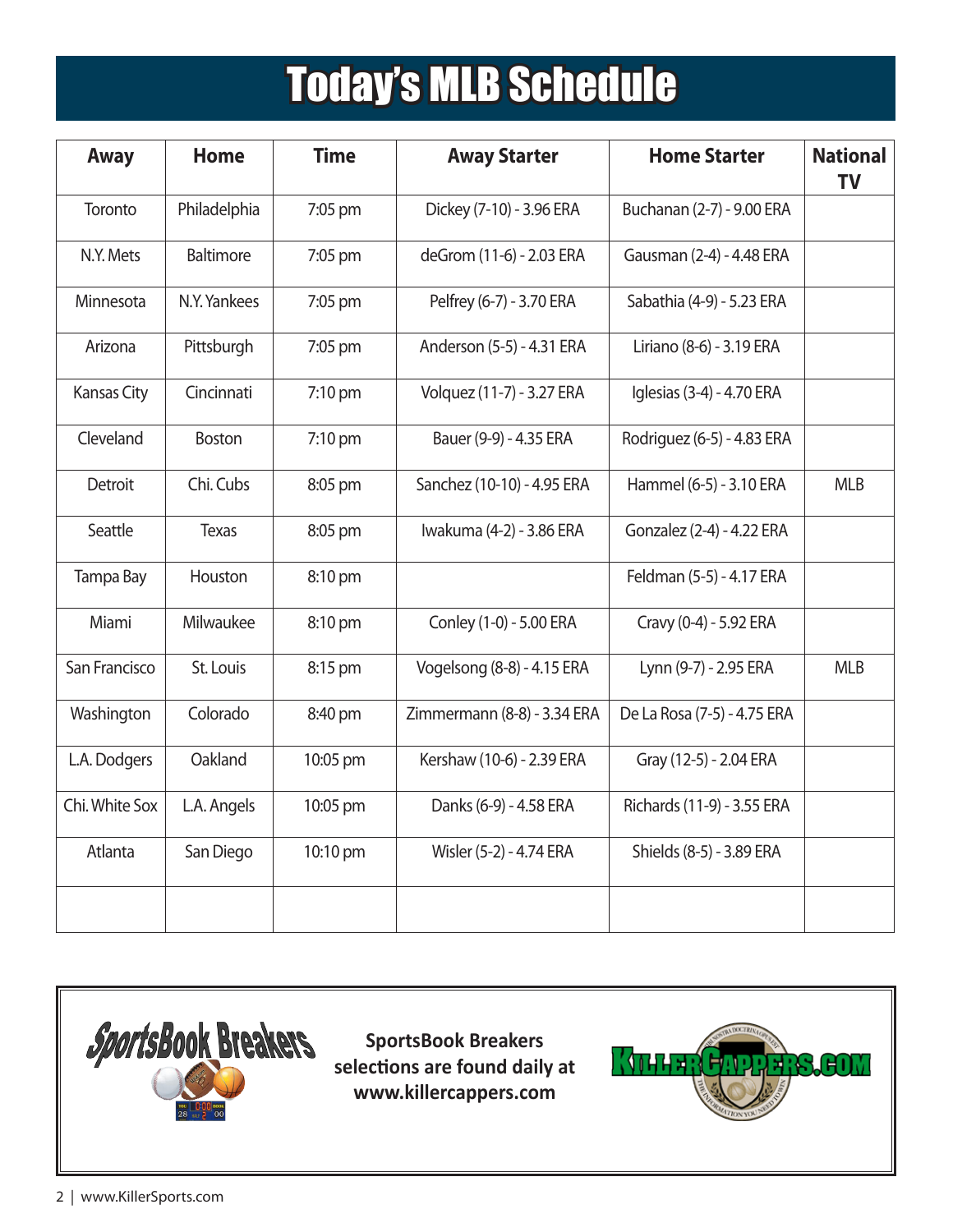# Today's MLB Schedule

| Away | Home | Time | Away Starter | Home Starter | National TV |
|---|---|---|---|---|---|
| Toronto | Philadelphia | 7:05 pm | Dickey (7-10) - 3.96 ERA | Buchanan (2-7) - 9.00 ERA | |
| N.Y. Mets | Baltimore | 7:05 pm | deGrom (11-6) - 2.03 ERA | Gausman (2-4) - 4.48 ERA | |
| Minnesota | N.Y. Yankees | 7:05 pm | Pelfrey (6-7) - 3.70 ERA | Sabathia (4-9) - 5.23 ERA | |
| Arizona | Pittsburgh | 7:05 pm | Anderson (5-5) - 4.31 ERA | Liriano (8-6) - 3.19 ERA | |
| Kansas City | Cincinnati | 7:10 pm | Volquez (11-7) - 3.27 ERA | Iglesias (3-4) - 4.70 ERA | |
| Cleveland | Boston | 7:10 pm | Bauer (9-9) - 4.35 ERA | Rodriguez (6-5) - 4.83 ERA | |
| Detroit | Chi. Cubs | 8:05 pm | Sanchez (10-10) - 4.95 ERA | Hammel (6-5) - 3.10 ERA | MLB |
| Seattle | Texas | 8:05 pm | Iwakuma (4-2) - 3.86 ERA | Gonzalez (2-4) - 4.22 ERA | |
| Tampa Bay | Houston | 8:10 pm | | Feldman (5-5) - 4.17 ERA | |
| Miami | Milwaukee | 8:10 pm | Conley (1-0) - 5.00 ERA | Cravy (0-4) - 5.92 ERA | |
| San Francisco | St. Louis | 8:15 pm | Vogelsong (8-8) - 4.15 ERA | Lynn (9-7) - 2.95 ERA | MLB |
| Washington | Colorado | 8:40 pm | Zimmermann (8-8) - 3.34 ERA | De La Rosa (7-5) - 4.75 ERA | |
| L.A. Dodgers | Oakland | 10:05 pm | Kershaw (10-6) - 2.39 ERA | Gray (12-5) - 2.04 ERA | |
| Chi. White Sox | L.A. Angels | 10:05 pm | Danks (6-9) - 4.58 ERA | Richards (11-9) - 3.55 ERA | |
| Atlanta | San Diego | 10:10 pm | Wisler (5-2) - 4.74 ERA | Shields (8-5) - 3.89 ERA | |
| | | | | | |

SportsBook Breakers

**SportsBook Breakers selections are found daily at www.killercappers.com**

KILLERCAPPERS.COM